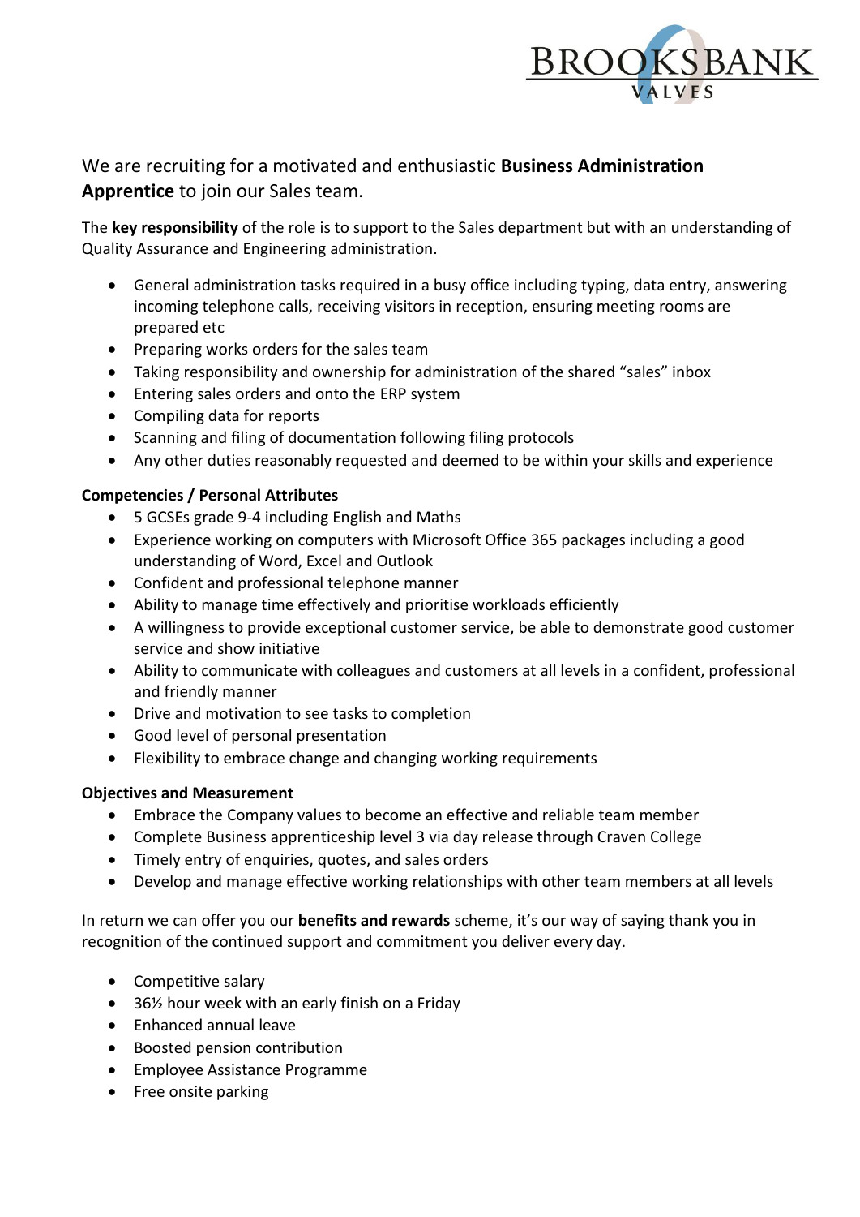BROOKSBANK VALVES

We are recruiting for a motivated and enthusiastic **Business Administration Apprentice** to join our Sales team.

The **key responsibility** of the role is to support to the Sales department but with an understanding of Quality Assurance and Engineering administration.

- General administration tasks required in a busy office including typing, data entry, answering incoming telephone calls, receiving visitors in reception, ensuring meeting rooms are prepared etc
- Preparing works orders for the sales team
- Taking responsibility and ownership for administration of the shared "sales" inbox
- Entering sales orders and onto the ERP system
- Compiling data for reports
- Scanning and filing of documentation following filing protocols
- Any other duties reasonably requested and deemed to be within your skills and experience

**Competencies / Personal Attributes**

- 5 GCSEs grade 9-4 including English and Maths
- Experience working on computers with Microsoft Office 365 packages including a good understanding of Word, Excel and Outlook
- Confident and professional telephone manner
- Ability to manage time effectively and prioritise workloads efficiently
- A willingness to provide exceptional customer service, be able to demonstrate good customer service and show initiative
- Ability to communicate with colleagues and customers at all levels in a confident, professional and friendly manner
- Drive and motivation to see tasks to completion
- Good level of personal presentation
- Flexibility to embrace change and changing working requirements

**Objectives and Measurement**

- Embrace the Company values to become an effective and reliable team member
- Complete Business apprenticeship level 3 via day release through Craven College
- Timely entry of enquiries, quotes, and sales orders
- Develop and manage effective working relationships with other team members at all levels

In return we can offer you our **benefits and rewards** scheme, it's our way of saying thank you in recognition of the continued support and commitment you deliver every day.

- Competitive salary
- 36½ hour week with an early finish on a Friday
- Enhanced annual leave
- Boosted pension contribution
- Employee Assistance Programme
- Free onsite parking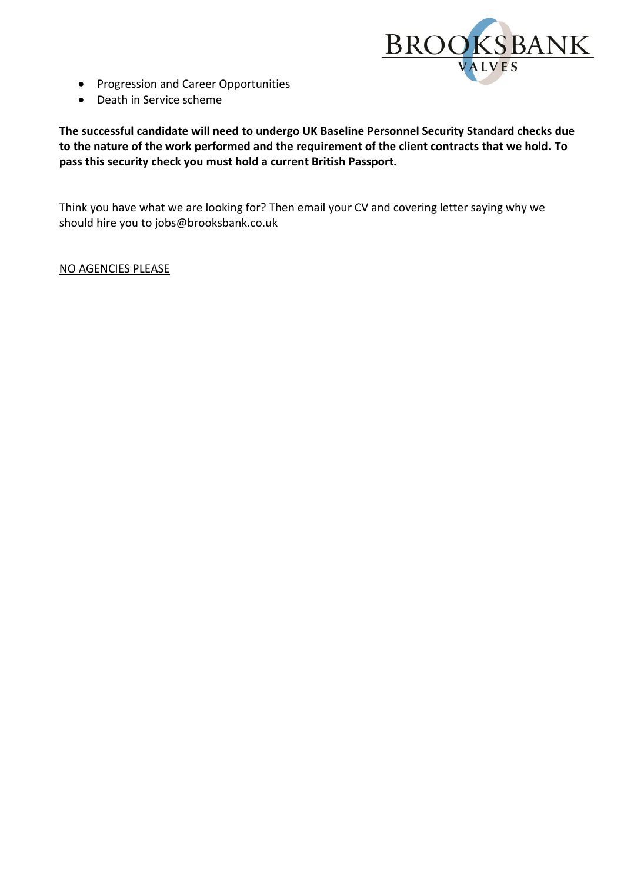- Progression and Career Opportunities
- Death in Service scheme

**The successful candidate will need to undergo UK Baseline Personnel Security Standard checks due to the nature of the work performed and the requirement of the client contracts that we hold. To pass this security check you must hold a current British Passport.**

Think you have what we are looking for? Then email your CV and covering letter saying why we should hire you to jobs@brooksbank.co.uk

<u>NO AGENCIES PLEASE</u>